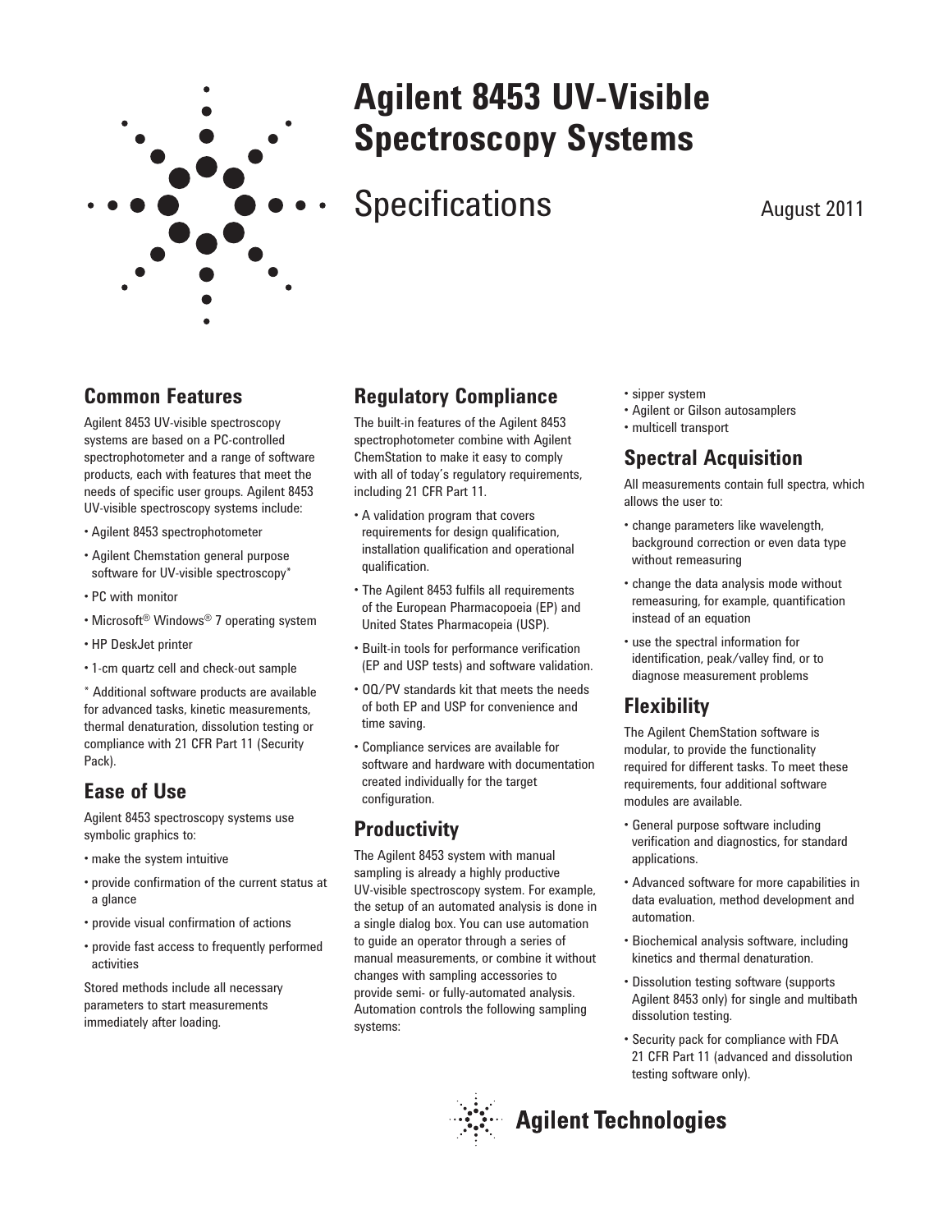# Agilent 8453 UV-Visible Spectroscopy Systems

Specifications

August 2011

## Common Features

Agilent 8453 UV-visible spectroscopy systems are based on a PC-controlled spectrophotometer and a range of software products, each with features that meet the needs of specific user groups. Agilent 8453 UV-visible spectroscopy systems include:

- Agilent 8453 spectrophotometer
- Agilent Chemstation general purpose software for UV-visible spectroscopy*
- PC with monitor
- Microsoft® Windows® 7 operating system
- HP DeskJet printer
- 1-cm quartz cell and check-out sample

* Additional software products are available for advanced tasks, kinetic measurements, thermal denaturation, dissolution testing or compliance with 21 CFR Part 11 (Security Pack).

## Ease of Use

Agilent 8453 spectroscopy systems use symbolic graphics to:

- make the system intuitive
- provide confirmation of the current status at a glance
- provide visual confirmation of actions
- provide fast access to frequently performed activities

Stored methods include all necessary parameters to start measurements immediately after loading.

## Regulatory Compliance

The built-in features of the Agilent 8453 spectrophotometer combine with Agilent ChemStation to make it easy to comply with all of today's regulatory requirements, including 21 CFR Part 11.

- A validation program that covers requirements for design qualification, installation qualification and operational qualification.
- The Agilent 8453 fulfils all requirements of the European Pharmacopoeia (EP) and United States Pharmacopeia (USP).
- Built-in tools for performance verification (EP and USP tests) and software validation.
- OQ/PV standards kit that meets the needs of both EP and USP for convenience and time saving.
- Compliance services are available for software and hardware with documentation created individually for the target configuration.

## Productivity

The Agilent 8453 system with manual sampling is already a highly productive UV-visible spectroscopy system. For example, the setup of an automated analysis is done in a single dialog box. You can use automation to guide an operator through a series of manual measurements, or combine it without changes with sampling accessories to provide semi- or fully-automated analysis. Automation controls the following sampling systems:

- sipper system
- Agilent or Gilson autosamplers
- multicell transport

## Spectral Acquisition

All measurements contain full spectra, which allows the user to:

- change parameters like wavelength, background correction or even data type without remeasuring
- change the data analysis mode without remeasuring, for example, quantification instead of an equation
- use the spectral information for identification, peak/valley find, or to diagnose measurement problems

## Flexibility

The Agilent ChemStation software is modular, to provide the functionality required for different tasks. To meet these requirements, four additional software modules are available.

- General purpose software including verification and diagnostics, for standard applications.
- Advanced software for more capabilities in data evaluation, method development and automation.
- Biochemical analysis software, including kinetics and thermal denaturation.
- Dissolution testing software (supports Agilent 8453 only) for single and multibath dissolution testing.
- Security pack for compliance with FDA 21 CFR Part 11 (advanced and dissolution testing software only).

Agilent Technologies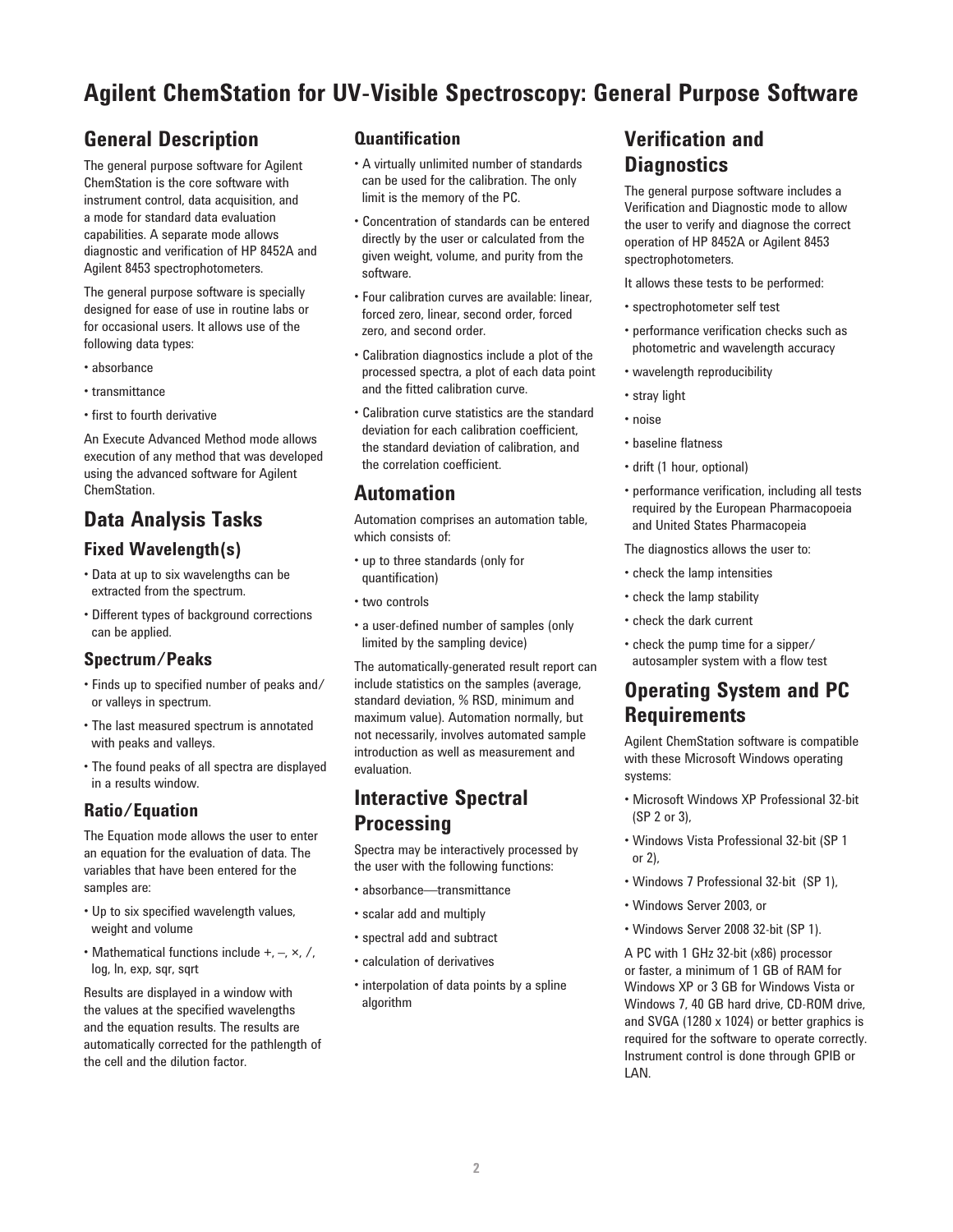# Agilent ChemStation for UV-Visible Spectroscopy: General Purpose Software

## General Description

The general purpose software for Agilent ChemStation is the core software with instrument control, data acquisition, and a mode for standard data evaluation capabilities. A separate mode allows diagnostic and verification of HP 8452A and Agilent 8453 spectrophotometers.

The general purpose software is specially designed for ease of use in routine labs or for occasional users. It allows use of the following data types:

- absorbance
- transmittance
- first to fourth derivative

An Execute Advanced Method mode allows execution of any method that was developed using the advanced software for Agilent ChemStation.

## Data Analysis Tasks

### Fixed Wavelength(s)

- Data at up to six wavelengths can be extracted from the spectrum.
- Different types of background corrections can be applied.

### Spectrum/Peaks

- Finds up to specified number of peaks and/or valleys in spectrum.
- The last measured spectrum is annotated with peaks and valleys.
- The found peaks of all spectra are displayed in a results window.

### Ratio/Equation

The Equation mode allows the user to enter an equation for the evaluation of data. The variables that have been entered for the samples are:

- Up to six specified wavelength values, weight and volume
- Mathematical functions include +, –, ×, /, log, ln, exp, sqr, sqrt

Results are displayed in a window with the values at the specified wavelengths and the equation results. The results are automatically corrected for the pathlength of the cell and the dilution factor.

### Quantification

- A virtually unlimited number of standards can be used for the calibration. The only limit is the memory of the PC.
- Concentration of standards can be entered directly by the user or calculated from the given weight, volume, and purity from the software.
- Four calibration curves are available: linear, forced zero, linear, second order, forced zero, and second order.
- Calibration diagnostics include a plot of the processed spectra, a plot of each data point and the fitted calibration curve.
- Calibration curve statistics are the standard deviation for each calibration coefficient, the standard deviation of calibration, and the correlation coefficient.

## Automation

Automation comprises an automation table, which consists of:

- up to three standards (only for quantification)
- two controls
- a user-defined number of samples (only limited by the sampling device)

The automatically-generated result report can include statistics on the samples (average, standard deviation, % RSD, minimum and maximum value). Automation normally, but not necessarily, involves automated sample introduction as well as measurement and evaluation.

## Interactive Spectral Processing

Spectra may be interactively processed by the user with the following functions:

- absorbance—transmittance
- scalar add and multiply
- spectral add and subtract
- calculation of derivatives
- interpolation of data points by a spline algorithm

## Verification and Diagnostics

The general purpose software includes a Verification and Diagnostic mode to allow the user to verify and diagnose the correct operation of HP 8452A or Agilent 8453 spectrophotometers.

It allows these tests to be performed:

- spectrophotometer self test
- performance verification checks such as photometric and wavelength accuracy
- wavelength reproducibility
- stray light
- noise
- baseline flatness
- drift (1 hour, optional)
- performance verification, including all tests required by the European Pharmacopoeia and United States Pharmacopeia

The diagnostics allows the user to:

- check the lamp intensities
- check the lamp stability
- check the dark current
- check the pump time for a sipper/autosampler system with a flow test

## Operating System and PC Requirements

Agilent ChemStation software is compatible with these Microsoft Windows operating systems:

- Microsoft Windows XP Professional 32-bit (SP 2 or 3),
- Windows Vista Professional 32-bit (SP 1 or 2),
- Windows 7 Professional 32-bit (SP 1),
- Windows Server 2003, or
- Windows Server 2008 32-bit (SP 1).

A PC with 1 GHz 32-bit (x86) processor or faster, a minimum of 1 GB of RAM for Windows XP or 3 GB for Windows Vista or Windows 7, 40 GB hard drive, CD-ROM drive, and SVGA (1280 x 1024) or better graphics is required for the software to operate correctly. Instrument control is done through GPIB or LAN.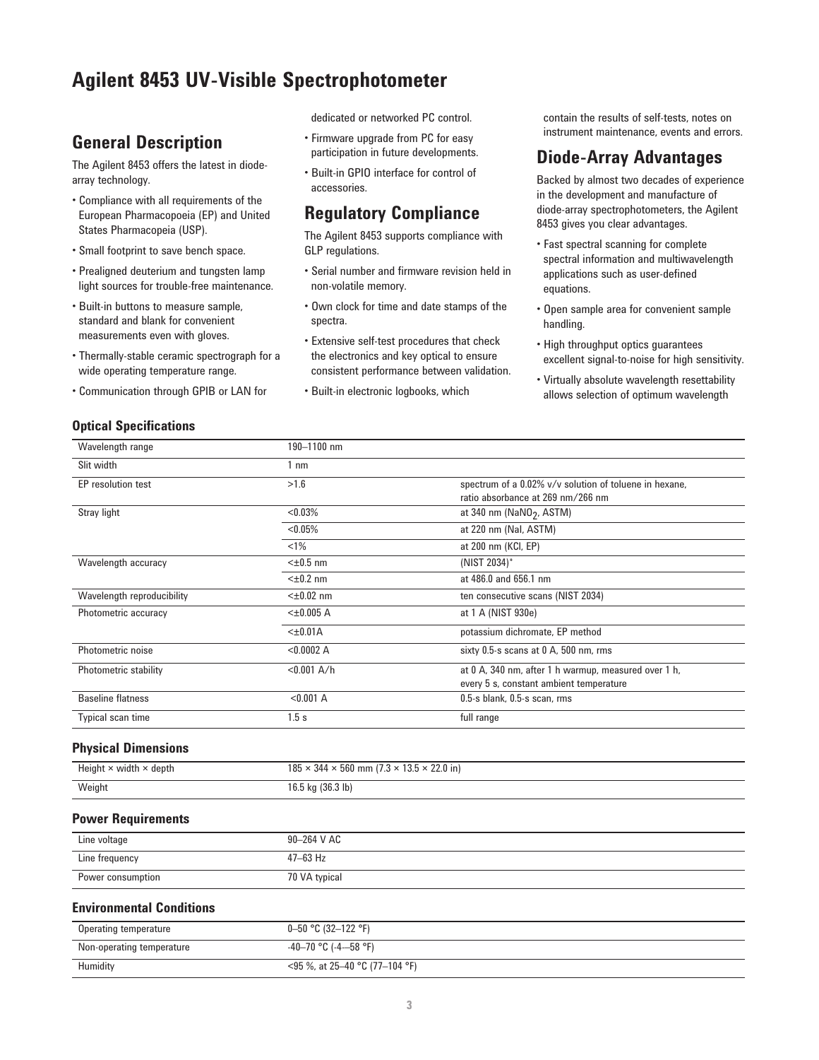# Agilent 8453 UV-Visible Spectrophotometer

## General Description

The Agilent 8453 offers the latest in diode-array technology.

- Compliance with all requirements of the European Pharmacopoeia (EP) and United States Pharmacopeia (USP).
- Small footprint to save bench space.
- Prealigned deuterium and tungsten lamp light sources for trouble-free maintenance.
- Built-in buttons to measure sample, standard and blank for convenient measurements even with gloves.
- Thermally-stable ceramic spectrograph for a wide operating temperature range.
- Communication through GPIB or LAN for dedicated or networked PC control.
- Firmware upgrade from PC for easy participation in future developments.
- Built-in GPIO interface for control of accessories.

## Regulatory Compliance

The Agilent 8453 supports compliance with GLP regulations.

- Serial number and firmware revision held in non-volatile memory.
- Own clock for time and date stamps of the spectra.
- Extensive self-test procedures that check the electronics and key optical to ensure consistent performance between validation.
- Built-in electronic logbooks, which contain the results of self-tests, notes on instrument maintenance, events and errors.

## Diode-Array Advantages

Backed by almost two decades of experience in the development and manufacture of diode-array spectrophotometers, the Agilent 8453 gives you clear advantages.

- Fast spectral scanning for complete spectral information and multiwavelength applications such as user-defined equations.
- Open sample area for convenient sample handling.
- High throughput optics guarantees excellent signal-to-noise for high sensitivity.
- Virtually absolute wavelength resettability allows selection of optimum wavelength

### Optical Specifications

| | | |
|---|---|---|
| Wavelength range | 190–1100 nm | |
| Slit width | 1 nm | |
| EP resolution test | >1.6 | spectrum of a 0.02% v/v solution of toluene in hexane, ratio absorbance at 269 nm/266 nm |
| Stray light | <0.03% | at 340 nm ($NaNO_2$, ASTM) |
| | <0.05% | at 220 nm (NaI, ASTM) |
| | <1% | at 200 nm (KCl, EP) |
| Wavelength accuracy | <±0.5 nm | (NIST 2034)* |
| | <±0.2 nm | at 486.0 and 656.1 nm |
| Wavelength reproducibility | <±0.02 nm | ten consecutive scans (NIST 2034) |
| Photometric accuracy | <±0.005 A | at 1 A (NIST 930e) |
| | <±0.01A | potassium dichromate, EP method |
| Photometric noise | <0.0002 A | sixty 0.5-s scans at 0 A, 500 nm, rms |
| Photometric stability | <0.001 A/h | at 0 A, 340 nm, after 1 h warmup, measured over 1 h, every 5 s, constant ambient temperature |
| Baseline flatness | <0.001 A | 0.5-s blank, 0.5-s scan, rms |
| Typical scan time | 1.5 s | full range |

### Physical Dimensions

| | |
|---|---|
| Height × width × depth | 185 × 344 × 560 mm (7.3 × 13.5 × 22.0 in) |
| Weight | 16.5 kg (36.3 lb) |

### Power Requirements

| | |
|---|---|
| Line voltage | 90–264 V AC |
| Line frequency | 47–63 Hz |
| Power consumption | 70 VA typical |

### Environmental Conditions

| | |
|---|---|
| Operating temperature | 0–50 °C (32–122 °F) |
| Non-operating temperature | -40–70 °C (-4—58 °F) |
| Humidity | <95 %, at 25–40 °C (77–104 °F) |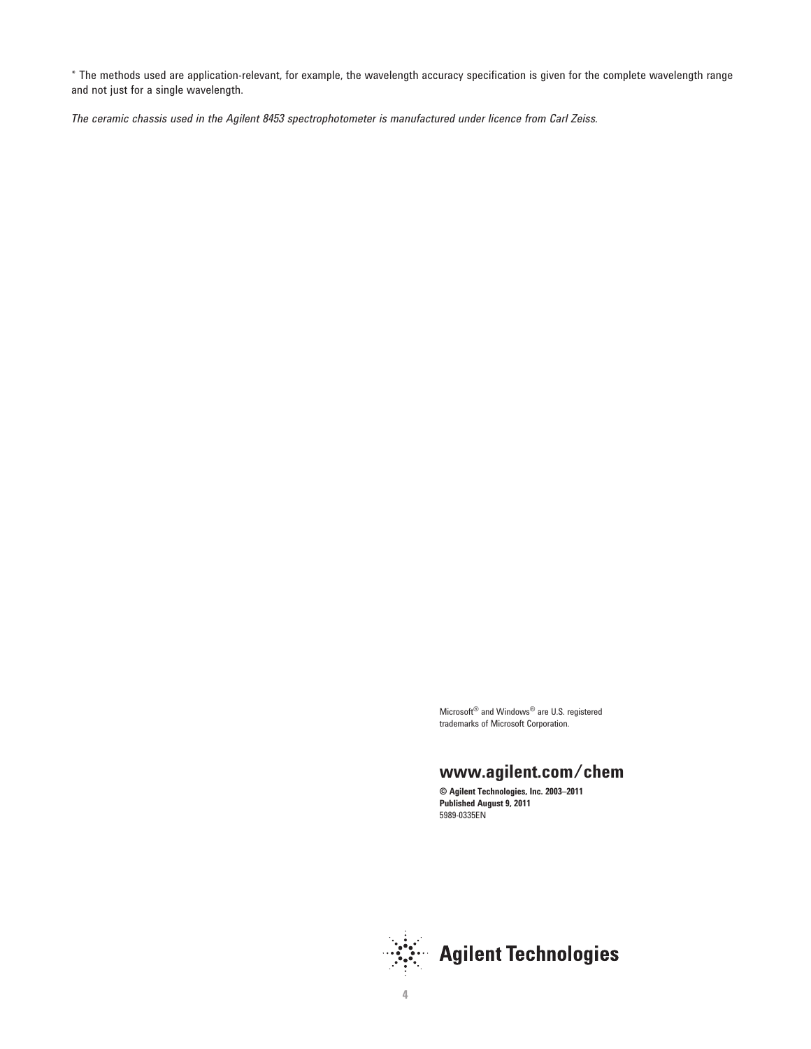* The methods used are application-relevant, for example, the wavelength accuracy specification is given for the complete wavelength range and not just for a single wavelength.

*The ceramic chassis used in the Agilent 8453 spectrophotometer is manufactured under licence from Carl Zeiss.*

Microsoft® and Windows® are U.S. registered trademarks of Microsoft Corporation.

**www.agilent.com/chem**

**© Agilent Technologies, Inc. 2003–2011**
**Published August 9, 2011**
5989-0335EN

**Agilent Technologies**